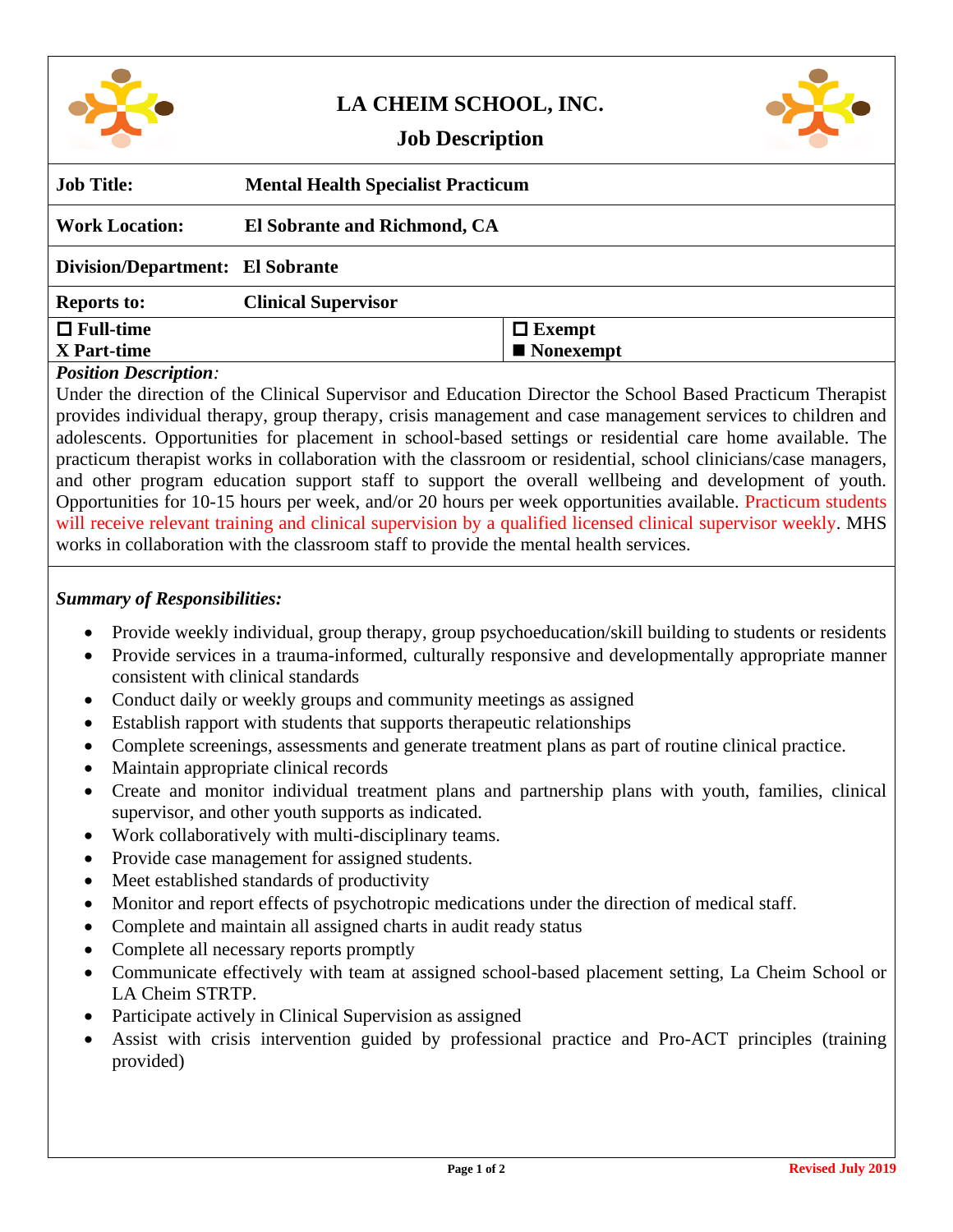# LA CHEIM SCHOOL, INC.

## Job Description

| | |
|---|---|
| **Job Title:** | **Mental Health Specialist Practicum** |
| **Work Location:** | **El Sobrante and Richmond, CA** |
| **Division/Department:** | **El Sobrante** |
| **Reports to:** | **Clinical Supervisor** |
| **☐ Full-time**<br>**X Part-time** | **☐ Exempt**<br>**■ Nonexempt** |

***Position Description:***

Under the direction of the Clinical Supervisor and Education Director the School Based Practicum Therapist provides individual therapy, group therapy, crisis management and case management services to children and adolescents. Opportunities for placement in school-based settings or residential care home available. The practicum therapist works in collaboration with the classroom or residential, school clinicians/case managers, and other program education support staff to support the overall wellbeing and development of youth. Opportunities for 10-15 hours per week, and/or 20 hours per week opportunities available. Practicum students will receive relevant training and clinical supervision by a qualified licensed clinical supervisor weekly. MHS works in collaboration with the classroom staff to provide the mental health services.

***Summary of Responsibilities:***

- Provide weekly individual, group therapy, group psychoeducation/skill building to students or residents
- Provide services in a trauma-informed, culturally responsive and developmentally appropriate manner consistent with clinical standards
- Conduct daily or weekly groups and community meetings as assigned
- Establish rapport with students that supports therapeutic relationships
- Complete screenings, assessments and generate treatment plans as part of routine clinical practice.
- Maintain appropriate clinical records
- Create and monitor individual treatment plans and partnership plans with youth, families, clinical supervisor, and other youth supports as indicated.
- Work collaboratively with multi-disciplinary teams.
- Provide case management for assigned students.
- Meet established standards of productivity
- Monitor and report effects of psychotropic medications under the direction of medical staff.
- Complete and maintain all assigned charts in audit ready status
- Complete all necessary reports promptly
- Communicate effectively with team at assigned school-based placement setting, La Cheim School or LA Cheim STRTP.
- Participate actively in Clinical Supervision as assigned
- Assist with crisis intervention guided by professional practice and Pro-ACT principles (training provided)

Revised July 2019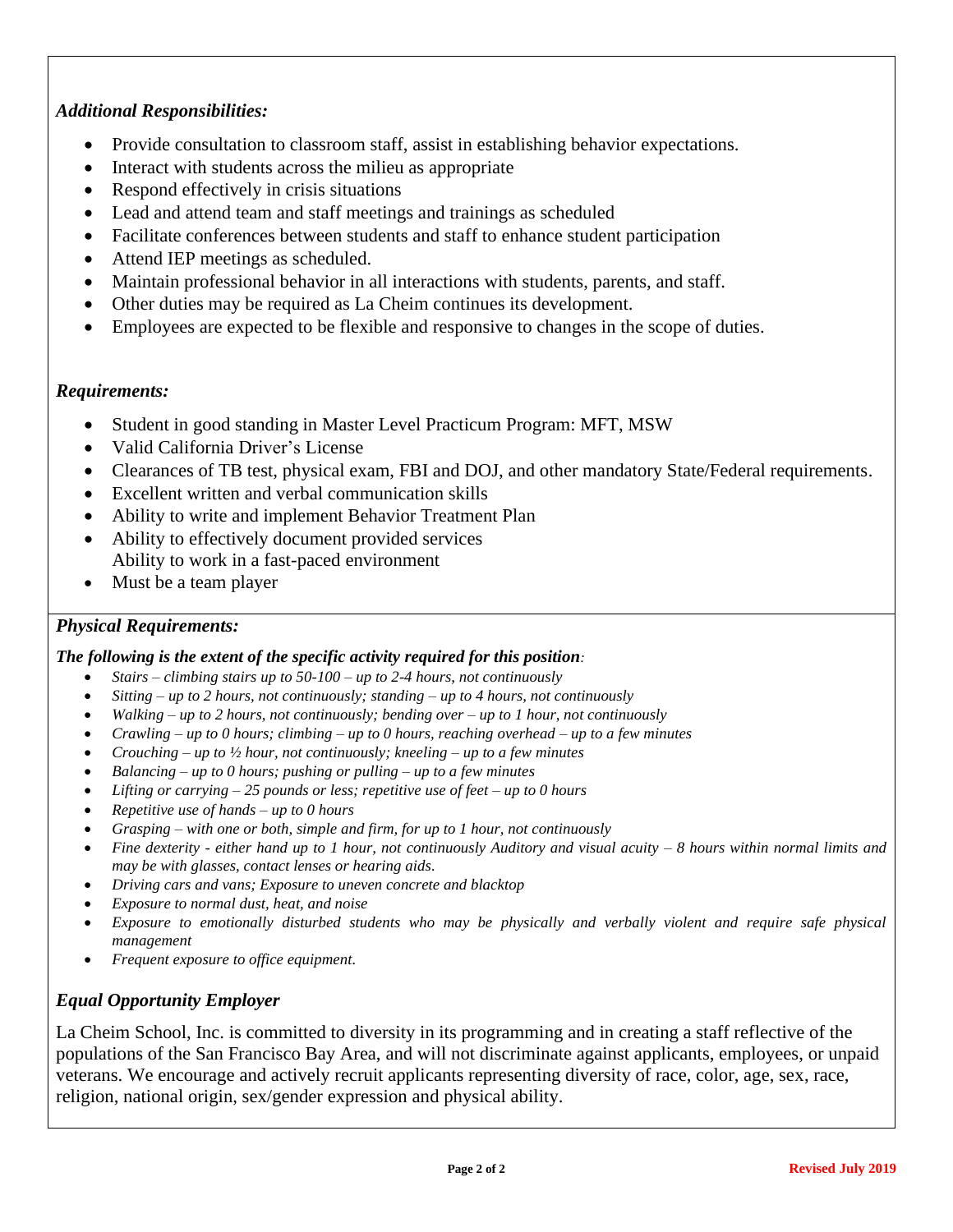### *Additional Responsibilities:*

- Provide consultation to classroom staff, assist in establishing behavior expectations.
- Interact with students across the milieu as appropriate
- Respond effectively in crisis situations
- Lead and attend team and staff meetings and trainings as scheduled
- Facilitate conferences between students and staff to enhance student participation
- Attend IEP meetings as scheduled.
- Maintain professional behavior in all interactions with students, parents, and staff.
- Other duties may be required as La Cheim continues its development.
- Employees are expected to be flexible and responsive to changes in the scope of duties.

### *Requirements:*

- Student in good standing in Master Level Practicum Program: MFT, MSW
- Valid California Driver's License
- Clearances of TB test, physical exam, FBI and DOJ, and other mandatory State/Federal requirements.
- Excellent written and verbal communication skills
- Ability to write and implement Behavior Treatment Plan
- Ability to effectively document provided services
  Ability to work in a fast-paced environment
- Must be a team player

### *Physical Requirements:*

***The following is the extent of the specific activity required for this position:***

- *Stairs – climbing stairs up to 50-100 – up to 2-4 hours, not continuously*
- *Sitting – up to 2 hours, not continuously; standing – up to 4 hours, not continuously*
- *Walking – up to 2 hours, not continuously; bending over – up to 1 hour, not continuously*
- *Crawling – up to 0 hours; climbing – up to 0 hours, reaching overhead – up to a few minutes*
- *Crouching – up to ½ hour, not continuously; kneeling – up to a few minutes*
- *Balancing – up to 0 hours; pushing or pulling – up to a few minutes*
- *Lifting or carrying – 25 pounds or less; repetitive use of feet – up to 0 hours*
- *Repetitive use of hands – up to 0 hours*
- *Grasping – with one or both, simple and firm, for up to 1 hour, not continuously*
- *Fine dexterity - either hand up to 1 hour, not continuously Auditory and visual acuity – 8 hours within normal limits and may be with glasses, contact lenses or hearing aids.*
- *Driving cars and vans; Exposure to uneven concrete and blacktop*
- *Exposure to normal dust, heat, and noise*
- *Exposure to emotionally disturbed students who may be physically and verbally violent and require safe physical management*
- *Frequent exposure to office equipment.*

### *Equal Opportunity Employer*

La Cheim School, Inc. is committed to diversity in its programming and in creating a staff reflective of the populations of the San Francisco Bay Area, and will not discriminate against applicants, employees, or unpaid veterans. We encourage and actively recruit applicants representing diversity of race, color, age, sex, race, religion, national origin, sex/gender expression and physical ability.

**Revised July 2019**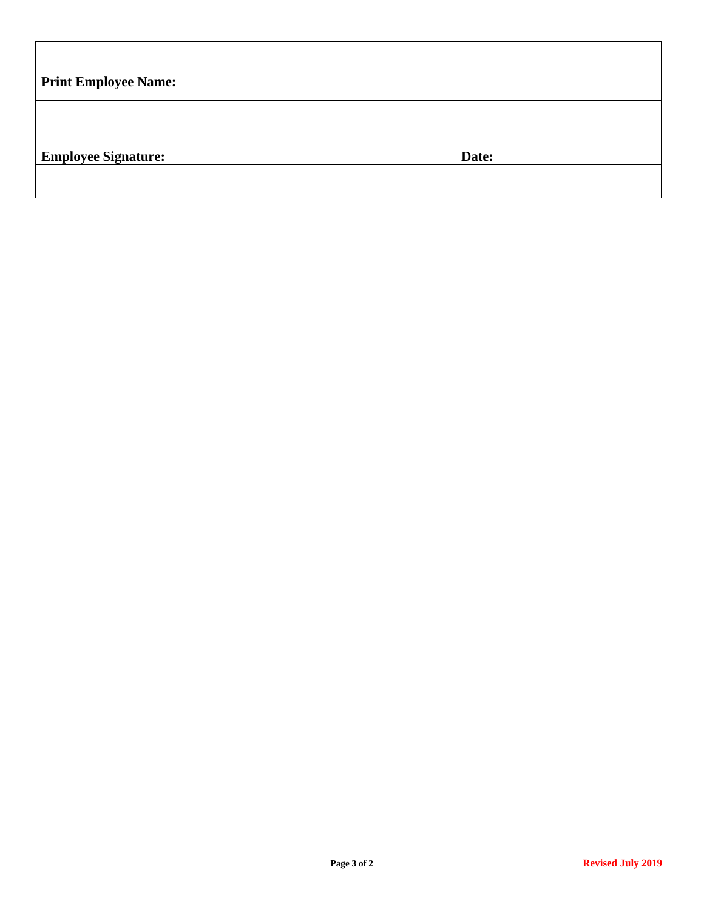| | |
|---|---|
| **Print Employee Name:** | |
| **Employee Signature:** | **Date:** |
| | |

**Revised July 2019**